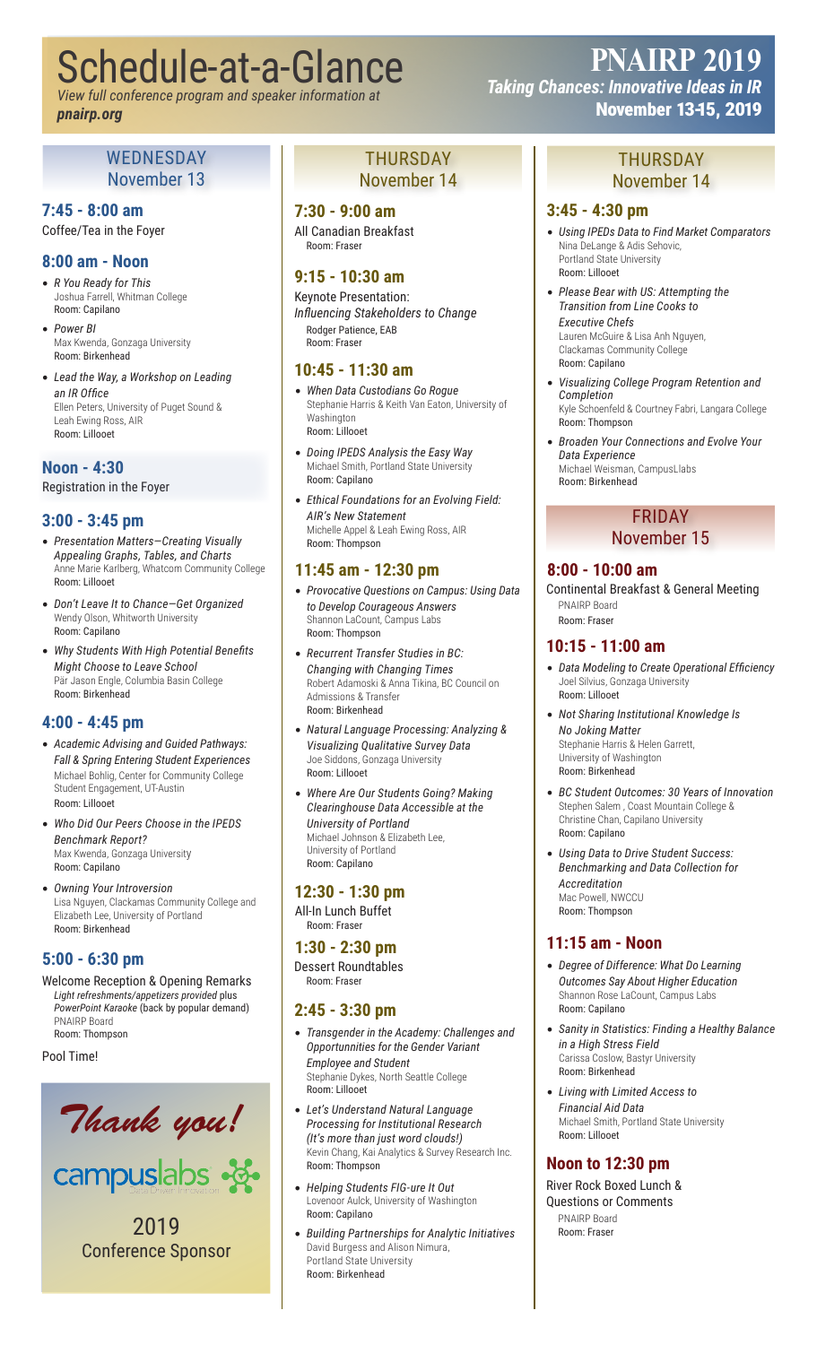# Schedule-at-a-Glance

*View full conference program and speaker information at* ***pnairp.org***

# PNAIRP 2019

***Taking Chances: Innovative Ideas in IR***

**November 13-15, 2019**

## WEDNESDAY November 13

### 7:45 - 8:00 am

Coffee/Tea in the Foyer

### 8:00 am - Noon

- *R You Ready for This*
  Joshua Farrell, Whitman College
  Room: Capilano
- *Power BI*
  Max Kwenda, Gonzaga University
  Room: Birkenhead
- *Lead the Way, a Workshop on Leading an IR Office*
  Ellen Peters, University of Puget Sound & Leah Ewing Ross, AIR
  Room: Lillooet

### Noon - 4:30

Registration in the Foyer

### 3:00 - 3:45 pm

- *Presentation Matters—Creating Visually Appealing Graphs, Tables, and Charts*
  Anne Marie Karlberg, Whatcom Community College
  Room: Lillooet
- *Don't Leave It to Chance—Get Organized*
  Wendy Olson, Whitworth University
  Room: Capilano
- *Why Students With High Potential Benefits Might Choose to Leave School*
  Pär Jason Engle, Columbia Basin College
  Room: Birkenhead

### 4:00 - 4:45 pm

- *Academic Advising and Guided Pathways: Fall & Spring Entering Student Experiences*
  Michael Bohlig, Center for Community College Student Engagement, UT-Austin
  Room: Lillooet
- *Who Did Our Peers Choose in the IPEDS Benchmark Report?*
  Max Kwenda, Gonzaga University
  Room: Capilano
- *Owning Your Introversion*
  Lisa Nguyen, Clackamas Community College and Elizabeth Lee, University of Portland
  Room: Birkenhead

### 5:00 - 6:30 pm

Welcome Reception & Opening Remarks
*Light refreshments/appetizers provided* plus *PowerPoint Karaoke* (back by popular demand)
PNAIRP Board
Room: Thompson

Pool Time!

*Thank you!*

campuslabs

2019 Conference Sponsor

## THURSDAY November 14

### 7:30 - 9:00 am

All Canadian Breakfast
Room: Fraser

### 9:15 - 10:30 am

Keynote Presentation:
*Influencing Stakeholders to Change*
Rodger Patience, EAB
Room: Fraser

### 10:45 - 11:30 am

- *When Data Custodians Go Rogue*
  Stephanie Harris & Keith Van Eaton, University of Washington
  Room: Lillooet
- *Doing IPEDS Analysis the Easy Way*
  Michael Smith, Portland State University
  Room: Capilano
- *Ethical Foundations for an Evolving Field: AIR's New Statement*
  Michelle Appel & Leah Ewing Ross, AIR
  Room: Thompson

### 11:45 am - 12:30 pm

- *Provocative Questions on Campus: Using Data to Develop Courageous Answers*
  Shannon LaCount, Campus Labs
  Room: Thompson
- *Recurrent Transfer Studies in BC: Changing with Changing Times*
  Robert Adamoski & Anna Tikina, BC Council on Admissions & Transfer
  Room: Birkenhead
- *Natural Language Processing: Analyzing & Visualizing Qualitative Survey Data*
  Joe Siddons, Gonzaga University
  Room: Lillooet
- *Where Are Our Students Going? Making Clearinghouse Data Accessible at the University of Portland*
  Michael Johnson & Elizabeth Lee, University of Portland
  Room: Capilano

### 12:30 - 1:30 pm

All-In Lunch Buffet
Room: Fraser

### 1:30 - 2:30 pm

Dessert Roundtables
Room: Fraser

### 2:45 - 3:30 pm

- *Transgender in the Academy: Challenges and Opportunities for the Gender Variant Employee and Student*
  Stephanie Dykes, North Seattle College
  Room: Lillooet
- *Let's Understand Natural Language Processing for Institutional Research (It's more than just word clouds!)*
  Kevin Chang, Kai Analytics & Survey Research Inc.
  Room: Thompson
- *Helping Students FIG-ure It Out*
  Lovenoor Aulck, University of Washington
  Room: Capilano
- *Building Partnerships for Analytic Initiatives*
  David Burgess and Alison Nimura, Portland State University
  Room: Birkenhead

## THURSDAY November 14

### 3:45 - 4:30 pm

- *Using IPEDs Data to Find Market Comparators*
  Nina DeLange & Adis Sehovic, Portland State University
  Room: Lillooet
- *Please Bear with US: Attempting the Transition from Line Cooks to Executive Chefs*
  Lauren McGuire & Lisa Anh Nguyen, Clackamas Community College
  Room: Capilano
- *Visualizing College Program Retention and Completion*
  Kyle Schoenfeld & Courtney Fabri, Langara College
  Room: Thompson
- *Broaden Your Connections and Evolve Your Data Experience*
  Michael Weisman, CampusLlabs
  Room: Birkenhead

## FRIDAY November 15

### 8:00 - 10:00 am

Continental Breakfast & General Meeting
PNAIRP Board
Room: Fraser

### 10:15 - 11:00 am

- *Data Modeling to Create Operational Efficiency*
  Joel Silvius, Gonzaga University
  Room: Lillooet
- *Not Sharing Institutional Knowledge Is No Joking Matter*
  Stephanie Harris & Helen Garrett, University of Washington
  Room: Birkenhead
- *BC Student Outcomes: 30 Years of Innovation*
  Stephen Salem , Coast Mountain College & Christine Chan, Capilano University
  Room: Capilano
- *Using Data to Drive Student Success: Benchmarking and Data Collection for Accreditation*
  Mac Powell, NWCCU
  Room: Thompson

### 11:15 am - Noon

- *Degree of Difference: What Do Learning Outcomes Say About Higher Education*
  Shannon Rose LaCount, Campus Labs
  Room: Capilano
- *Sanity in Statistics: Finding a Healthy Balance in a High Stress Field*
  Carissa Coslow, Bastyr University
  Room: Birkenhead
- *Living with Limited Access to Financial Aid Data*
  Michael Smith, Portland State University
  Room: Lillooet

### Noon to 12:30 pm

River Rock Boxed Lunch & Questions or Comments
PNAIRP Board
Room: Fraser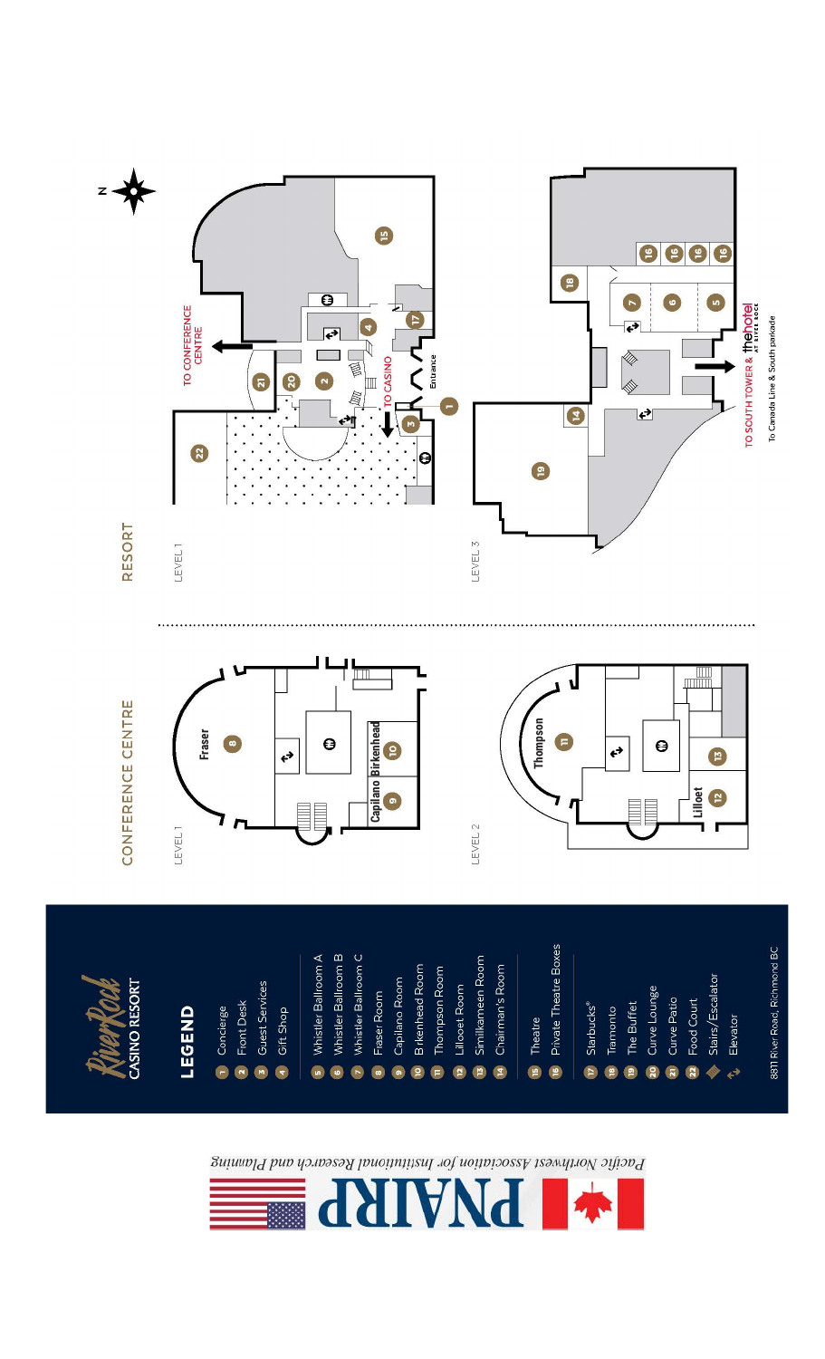Pacific Northwest Association for Institutional Research and Planning

PNAIRP

RiverRock CASINO RESORT

## LEGEND

1. Concierge
2. Front Desk
3. Guest Services
4. Gift Shop

5. Whistler Ballroom A
6. Whistler Ballroom B
7. Whistler Ballroom C
8. Fraser Room
9. Capilano Room
10. Birkenhead Room
11. Thompson Room
12. Lillooet Room
13. Similkameen Room
14. Chairman's Room

15. Theatre
16. Private Theatre Boxes

17. Starbucks®
18. Tramonto
19. The Buffet
20. Curve Lounge
21. Curve Patio
22. Food Court

Stairs/Escalator

Elevator

8811 River Road, Richmond BC

## CONFERENCE CENTRE

LEVEL 1

Fraser 8

Capilano 9

Birkenhead 10

LEVEL 2

Thompson 11

Lillooet 12

13

## RESORT

LEVEL 1

TO CONFERENCE CENTRE

TO CASINO

Entrance

LEVEL 3

TO SOUTH TOWER & thehotel AT RIVER ROCK

To Canada Line & South parkade

N